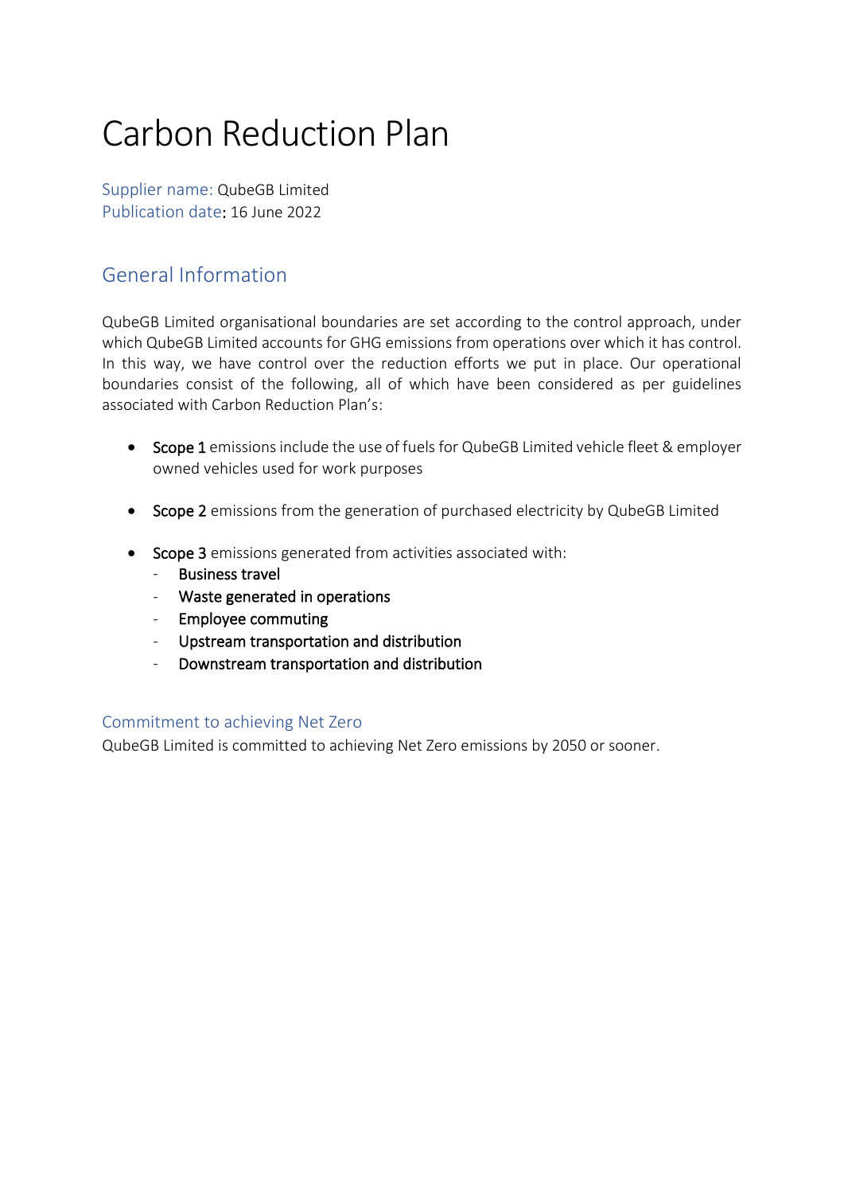# Carbon Reduction Plan

Supplier name: QubeGB Limited
Publication date: 16 June 2022

## General Information

QubeGB Limited organisational boundaries are set according to the control approach, under which QubeGB Limited accounts for GHG emissions from operations over which it has control. In this way, we have control over the reduction efforts we put in place. Our operational boundaries consist of the following, all of which have been considered as per guidelines associated with Carbon Reduction Plan's:

- Scope 1 emissions include the use of fuels for QubeGB Limited vehicle fleet & employer owned vehicles used for work purposes
- Scope 2 emissions from the generation of purchased electricity by QubeGB Limited
- Scope 3 emissions generated from activities associated with:
  - Business travel
  - Waste generated in operations
  - Employee commuting
  - Upstream transportation and distribution
  - Downstream transportation and distribution

### Commitment to achieving Net Zero

QubeGB Limited is committed to achieving Net Zero emissions by 2050 or sooner.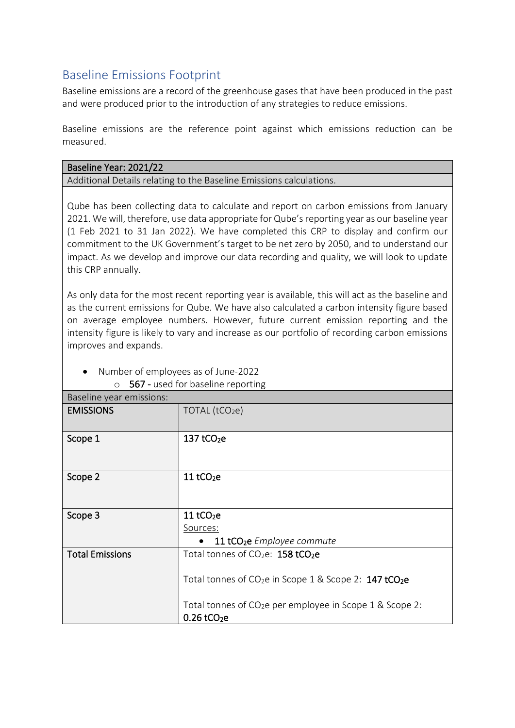## Baseline Emissions Footprint

Baseline emissions are a record of the greenhouse gases that have been produced in the past and were produced prior to the introduction of any strategies to reduce emissions.

Baseline emissions are the reference point against which emissions reduction can be measured.

| **Baseline Year: 2021/22** |
|---|
| Additional Details relating to the Baseline Emissions calculations. |
| Qube has been collecting data to calculate and report on carbon emissions from January 2021. We will, therefore, use data appropriate for Qube's reporting year as our baseline year (1 Feb 2021 to 31 Jan 2022). We have completed this CRP to display and confirm our commitment to the UK Government's target to be net zero by 2050, and to understand our impact. As we develop and improve our data recording and quality, we will look to update this CRP annually.<br><br>As only data for the most recent reporting year is available, this will act as the baseline and as the current emissions for Qube. We have also calculated a carbon intensity figure based on average employee numbers. However, future current emission reporting and the intensity figure is likely to vary and increase as our portfolio of recording carbon emissions improves and expands.<br><br>• Number of employees as of June-2022<br>&nbsp;&nbsp;&nbsp;&nbsp;○ **567** - used for baseline reporting |

| Baseline year emissions: | |
|---|---|
| **EMISSIONS** | TOTAL ($tCO_2e$) |
| **Scope 1** | **137 $tCO_2e$** |
| **Scope 2** | **11 $tCO_2e$** |
| **Scope 3** | **11 $tCO_2e$**<br>Sources:<br>• **11 $tCO_2e$** *Employee commute* |
| **Total Emissions** | Total tonnes of $CO_2e$: **158 $tCO_2e$**<br><br>Total tonnes of $CO_2e$ in Scope 1 & Scope 2: **147 $tCO_2e$**<br><br>Total tonnes of $CO_2e$ per employee in Scope 1 & Scope 2: **0.26 $tCO_2e$** |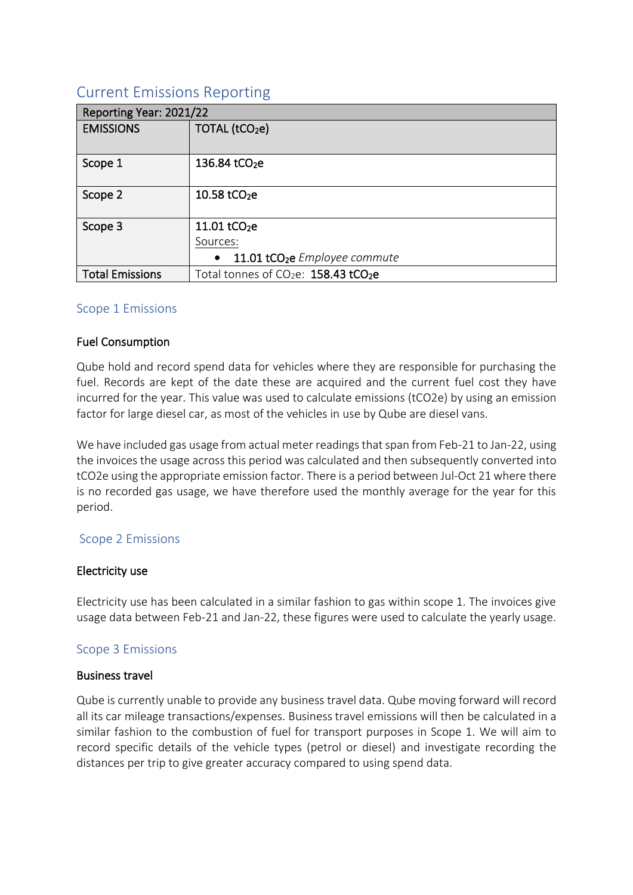## Current Emissions Reporting

| Reporting Year: 2021/22 | |
|---|---|
| **EMISSIONS** | **TOTAL ($tCO_2e$)** |
| Scope 1 | **136.84 $tCO_2e$** |
| Scope 2 | **10.58 $tCO_2e$** |
| Scope 3 | **11.01 $tCO_2e$**<br>Sources:<br>• **11.01 $tCO_2e$** *Employee commute* |
| **Total Emissions** | Total tonnes of $CO_2e$: **158.43 $tCO_2e$** |

### Scope 1 Emissions

#### Fuel Consumption

Qube hold and record spend data for vehicles where they are responsible for purchasing the fuel. Records are kept of the date these are acquired and the current fuel cost they have incurred for the year. This value was used to calculate emissions ($tCO_2e$) by using an emission factor for large diesel car, as most of the vehicles in use by Qube are diesel vans.

We have included gas usage from actual meter readings that span from Feb-21 to Jan-22, using the invoices the usage across this period was calculated and then subsequently converted into $tCO_2e$ using the appropriate emission factor. There is a period between Jul-Oct 21 where there is no recorded gas usage, we have therefore used the monthly average for the year for this period.

### Scope 2 Emissions

#### Electricity use

Electricity use has been calculated in a similar fashion to gas within scope 1. The invoices give usage data between Feb-21 and Jan-22, these figures were used to calculate the yearly usage.

### Scope 3 Emissions

#### Business travel

Qube is currently unable to provide any business travel data. Qube moving forward will record all its car mileage transactions/expenses. Business travel emissions will then be calculated in a similar fashion to the combustion of fuel for transport purposes in Scope 1. We will aim to record specific details of the vehicle types (petrol or diesel) and investigate recording the distances per trip to give greater accuracy compared to using spend data.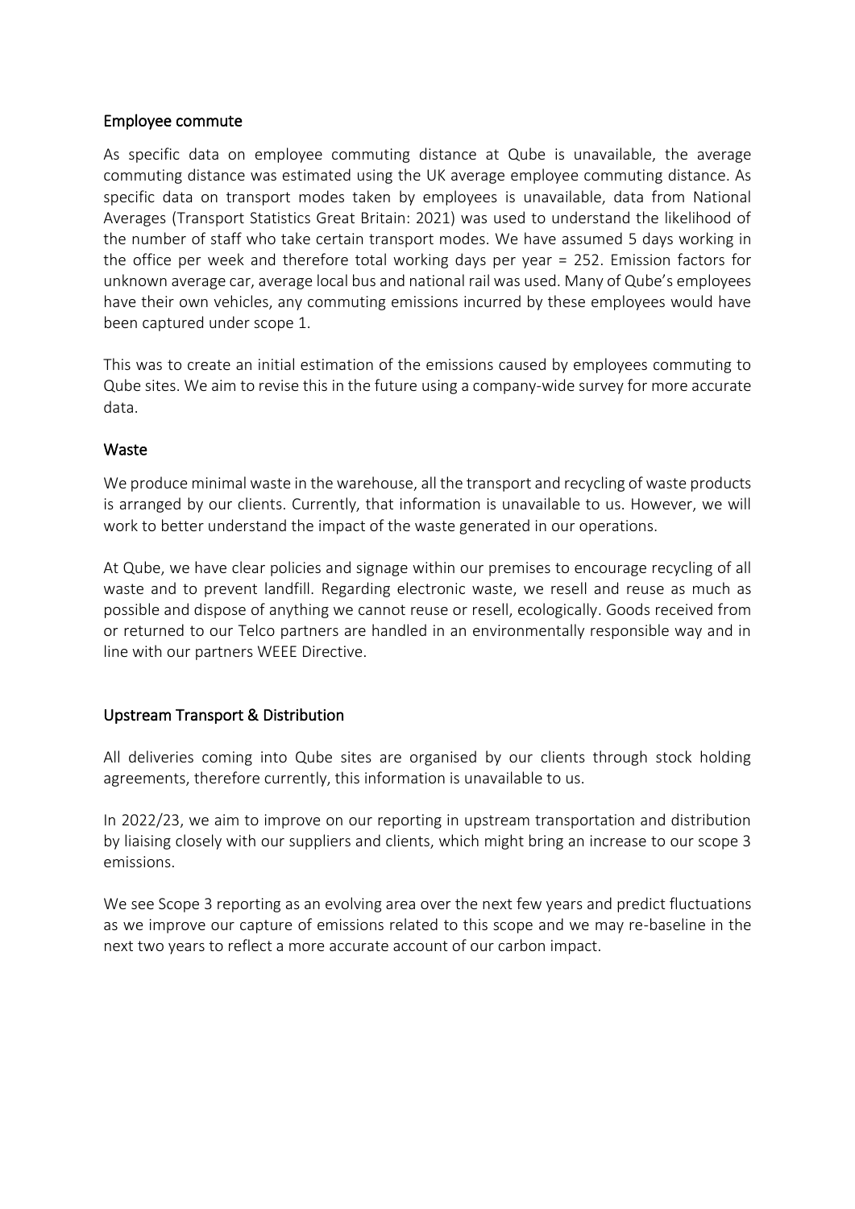## Employee commute

As specific data on employee commuting distance at Qube is unavailable, the average commuting distance was estimated using the UK average employee commuting distance. As specific data on transport modes taken by employees is unavailable, data from National Averages (Transport Statistics Great Britain: 2021) was used to understand the likelihood of the number of staff who take certain transport modes. We have assumed 5 days working in the office per week and therefore total working days per year = 252. Emission factors for unknown average car, average local bus and national rail was used. Many of Qube's employees have their own vehicles, any commuting emissions incurred by these employees would have been captured under scope 1.

This was to create an initial estimation of the emissions caused by employees commuting to Qube sites. We aim to revise this in the future using a company-wide survey for more accurate data.

## Waste

We produce minimal waste in the warehouse, all the transport and recycling of waste products is arranged by our clients. Currently, that information is unavailable to us. However, we will work to better understand the impact of the waste generated in our operations.

At Qube, we have clear policies and signage within our premises to encourage recycling of all waste and to prevent landfill. Regarding electronic waste, we resell and reuse as much as possible and dispose of anything we cannot reuse or resell, ecologically. Goods received from or returned to our Telco partners are handled in an environmentally responsible way and in line with our partners WEEE Directive.

## Upstream Transport & Distribution

All deliveries coming into Qube sites are organised by our clients through stock holding agreements, therefore currently, this information is unavailable to us.

In 2022/23, we aim to improve on our reporting in upstream transportation and distribution by liaising closely with our suppliers and clients, which might bring an increase to our scope 3 emissions.

We see Scope 3 reporting as an evolving area over the next few years and predict fluctuations as we improve our capture of emissions related to this scope and we may re-baseline in the next two years to reflect a more accurate account of our carbon impact.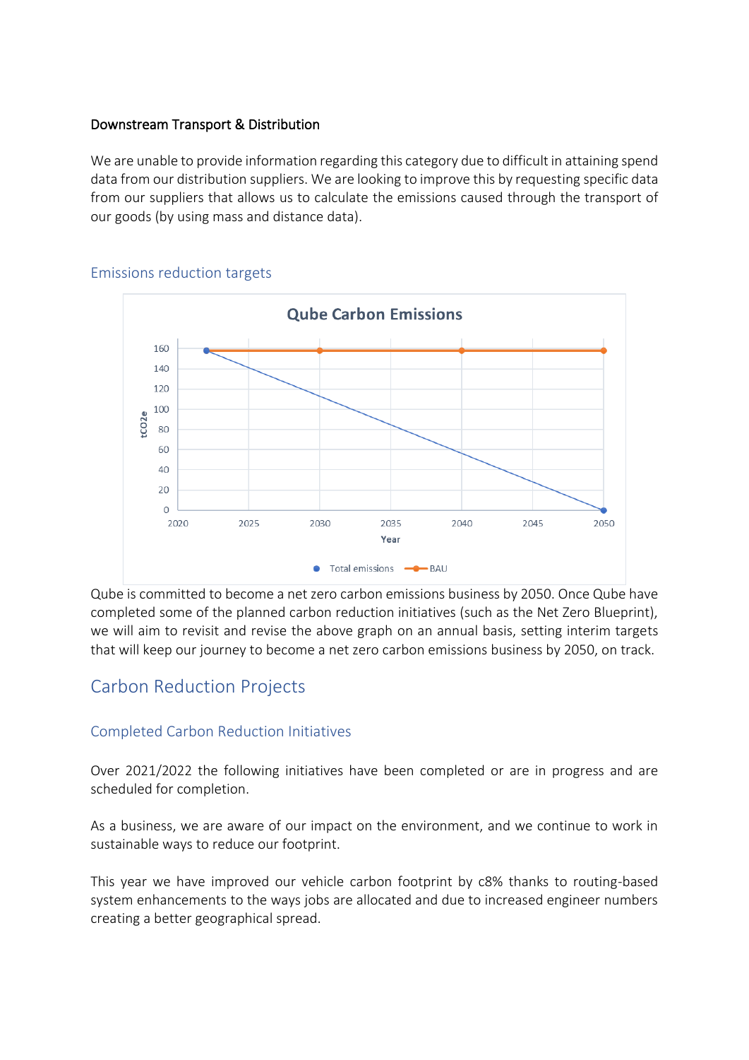Downstream Transport & Distribution

We are unable to provide information regarding this category due to difficult in attaining spend data from our distribution suppliers. We are looking to improve this by requesting specific data from our suppliers that allows us to calculate the emissions caused through the transport of our goods (by using mass and distance data).

### Emissions reduction targets

Qube is committed to become a net zero carbon emissions business by 2050. Once Qube have completed some of the planned carbon reduction initiatives (such as the Net Zero Blueprint), we will aim to revisit and revise the above graph on an annual basis, setting interim targets that will keep our journey to become a net zero carbon emissions business by 2050, on track.

## Carbon Reduction Projects

### Completed Carbon Reduction Initiatives

Over 2021/2022 the following initiatives have been completed or are in progress and are scheduled for completion.

As a business, we are aware of our impact on the environment, and we continue to work in sustainable ways to reduce our footprint.

This year we have improved our vehicle carbon footprint by c8% thanks to routing-based system enhancements to the ways jobs are allocated and due to increased engineer numbers creating a better geographical spread.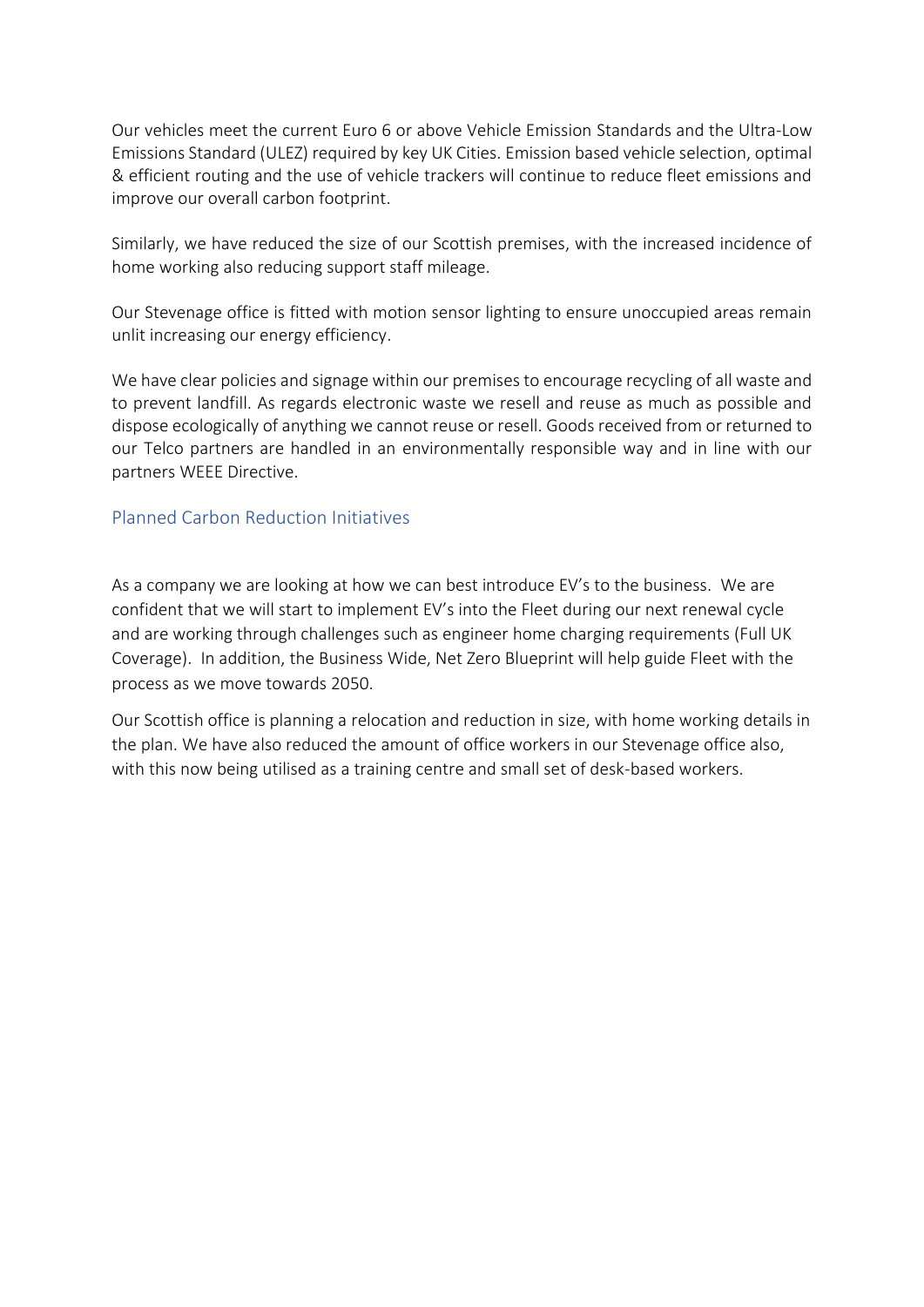Our vehicles meet the current Euro 6 or above Vehicle Emission Standards and the Ultra-Low Emissions Standard (ULEZ) required by key UK Cities. Emission based vehicle selection, optimal & efficient routing and the use of vehicle trackers will continue to reduce fleet emissions and improve our overall carbon footprint.

Similarly, we have reduced the size of our Scottish premises, with the increased incidence of home working also reducing support staff mileage.

Our Stevenage office is fitted with motion sensor lighting to ensure unoccupied areas remain unlit increasing our energy efficiency.

We have clear policies and signage within our premises to encourage recycling of all waste and to prevent landfill. As regards electronic waste we resell and reuse as much as possible and dispose ecologically of anything we cannot reuse or resell. Goods received from or returned to our Telco partners are handled in an environmentally responsible way and in line with our partners WEEE Directive.

## Planned Carbon Reduction Initiatives

As a company we are looking at how we can best introduce EV's to the business. We are confident that we will start to implement EV's into the Fleet during our next renewal cycle and are working through challenges such as engineer home charging requirements (Full UK Coverage). In addition, the Business Wide, Net Zero Blueprint will help guide Fleet with the process as we move towards 2050.

Our Scottish office is planning a relocation and reduction in size, with home working details in the plan. We have also reduced the amount of office workers in our Stevenage office also, with this now being utilised as a training centre and small set of desk-based workers.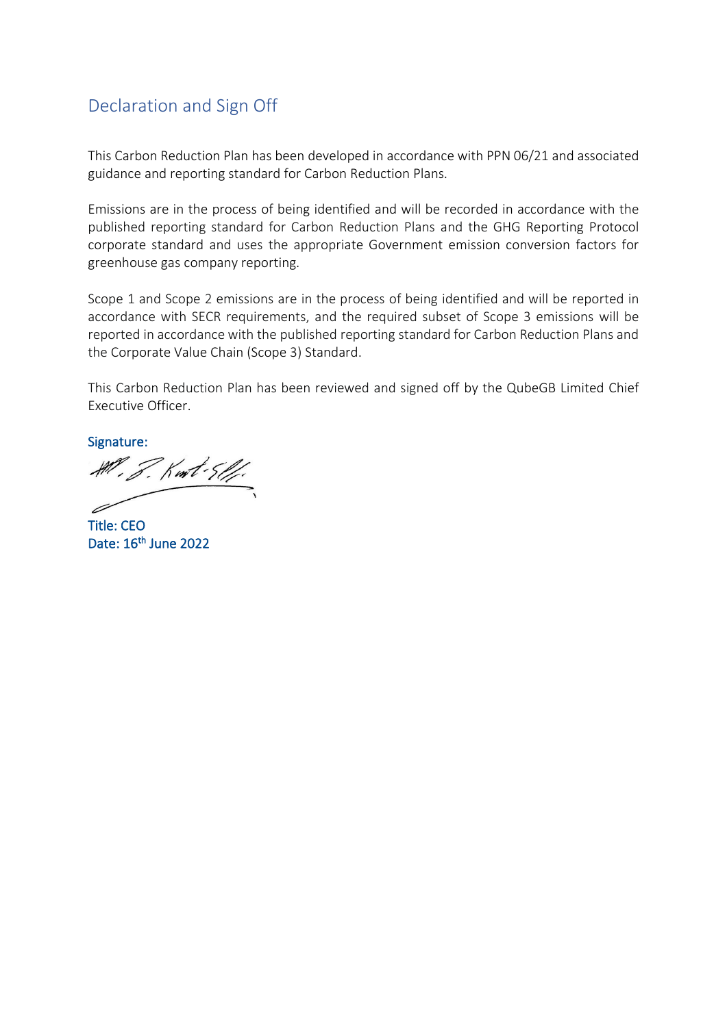## Declaration and Sign Off

This Carbon Reduction Plan has been developed in accordance with PPN 06/21 and associated guidance and reporting standard for Carbon Reduction Plans.

Emissions are in the process of being identified and will be recorded in accordance with the published reporting standard for Carbon Reduction Plans and the GHG Reporting Protocol corporate standard and uses the appropriate Government emission conversion factors for greenhouse gas company reporting.

Scope 1 and Scope 2 emissions are in the process of being identified and will be reported in accordance with SECR requirements, and the required subset of Scope 3 emissions will be reported in accordance with the published reporting standard for Carbon Reduction Plans and the Corporate Value Chain (Scope 3) Standard.

This Carbon Reduction Plan has been reviewed and signed off by the QubeGB Limited Chief Executive Officer.

Signature:

Title: CEO
Date: 16th June 2022